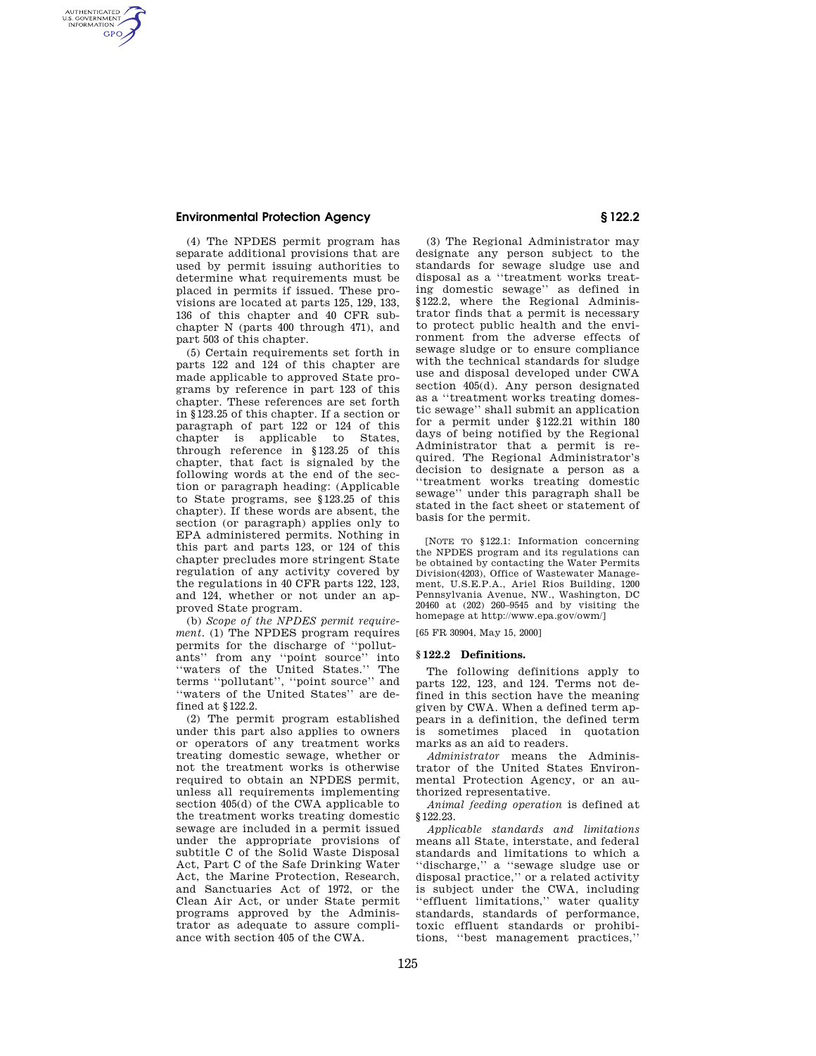(4) The NPDES permit program has separate additional provisions that are used by permit issuing authorities to determine what requirements must be placed in permits if issued. These provisions are located at parts 125, 129, 133, 136 of this chapter and 40 CFR subchapter N (parts 400 through 471), and part 503 of this chapter.

(5) Certain requirements set forth in parts 122 and 124 of this chapter are made applicable to approved State programs by reference in part 123 of this chapter. These references are set forth in §123.25 of this chapter. If a section or paragraph of part 122 or 124 of this chapter is applicable to States, through reference in §123.25 of this chapter, that fact is signaled by the following words at the end of the section or paragraph heading: (Applicable to State programs, see §123.25 of this chapter). If these words are absent, the section (or paragraph) applies only to EPA administered permits. Nothing in this part and parts 123, or 124 of this chapter precludes more stringent State regulation of any activity covered by the regulations in 40 CFR parts 122, 123, and 124, whether or not under an approved State program.

(b) *Scope of the NPDES permit requirement.* (1) The NPDES program requires permits for the discharge of ''pollutants'' from any ''point source'' into ''waters of the United States.'' The terms ''pollutant'', ''point source'' and ''waters of the United States'' are defined at §122.2.

(2) The permit program established under this part also applies to owners or operators of any treatment works treating domestic sewage, whether or not the treatment works is otherwise required to obtain an NPDES permit, unless all requirements implementing section 405(d) of the CWA applicable to the treatment works treating domestic sewage are included in a permit issued under the appropriate provisions of subtitle C of the Solid Waste Disposal Act, Part C of the Safe Drinking Water Act, the Marine Protection, Research, and Sanctuaries Act of 1972, or the Clean Air Act, or under State permit programs approved by the Administrator as adequate to assure compliance with section 405 of the CWA.

(3) The Regional Administrator may designate any person subject to the standards for sewage sludge use and disposal as a ''treatment works treating domestic sewage'' as defined in §122.2, where the Regional Administrator finds that a permit is necessary to protect public health and the environment from the adverse effects of sewage sludge or to ensure compliance with the technical standards for sludge use and disposal developed under CWA section 405(d). Any person designated as a ''treatment works treating domestic sewage'' shall submit an application for a permit under §122.21 within 180 days of being notified by the Regional Administrator that a permit is required. The Regional Administrator's decision to designate a person as a ''treatment works treating domestic sewage'' under this paragraph shall be stated in the fact sheet or statement of basis for the permit.

[NOTE TO §122.1: Information concerning the NPDES program and its regulations can be obtained by contacting the Water Permits Division(4203), Office of Wastewater Management, U.S.E.P.A., Ariel Rios Building, 1200 Pennsylvania Avenue, NW., Washington, DC 20460 at (202) 260–9545 and by visiting the homepage at http://www.epa.gov/owm/]

[65 FR 30904, May 15, 2000]

### §122.2 Definitions.

The following definitions apply to parts 122, 123, and 124. Terms not defined in this section have the meaning given by CWA. When a defined term appears in a definition, the defined term is sometimes placed in quotation marks as an aid to readers.

*Administrator* means the Administrator of the United States Environmental Protection Agency, or an authorized representative.

*Animal feeding operation* is defined at §122.23.

*Applicable standards and limitations* means all State, interstate, and federal standards and limitations to which a ''discharge,'' a ''sewage sludge use or disposal practice,'' or a related activity is subject under the CWA, including ''effluent limitations,'' water quality standards, standards of performance, toxic effluent standards or prohibitions, ''best management practices,''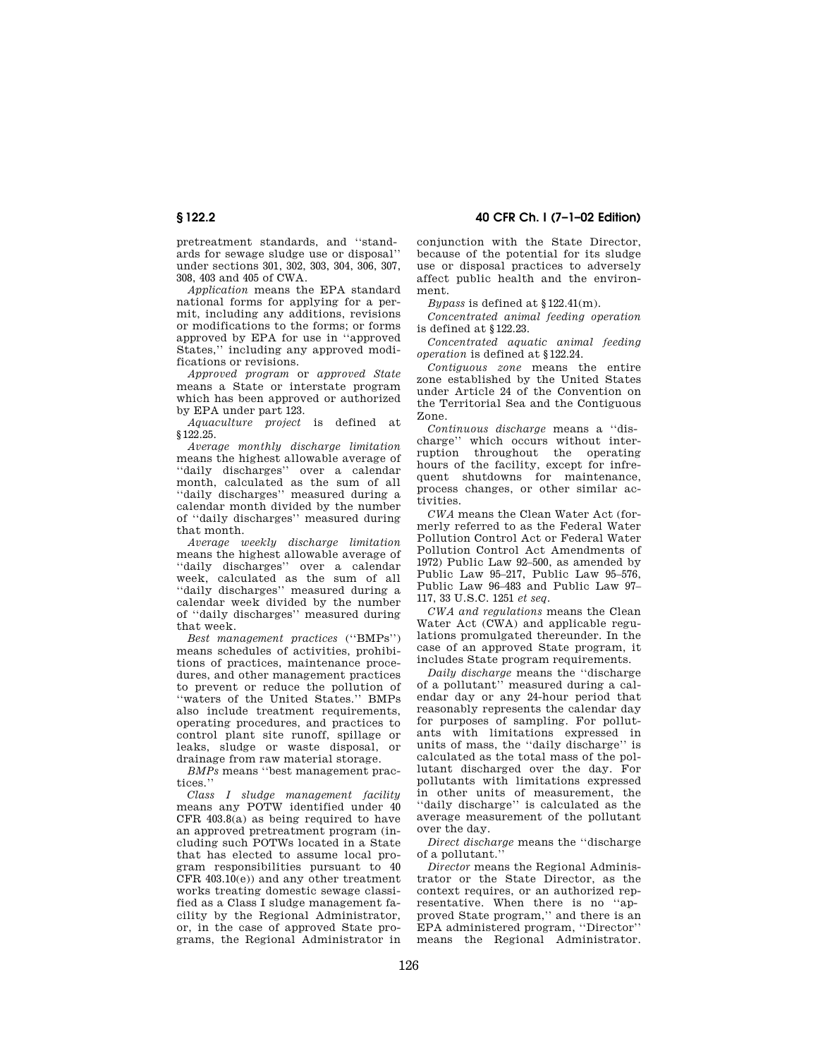pretreatment standards, and "standards for sewage sludge use or disposal" under sections 301, 302, 303, 304, 306, 307, 308, 403 and 405 of CWA.

*Application* means the EPA standard national forms for applying for a permit, including any additions, revisions or modifications to the forms; or forms approved by EPA for use in "approved States," including any approved modifications or revisions.

*Approved program* or *approved State* means a State or interstate program which has been approved or authorized by EPA under part 123.

*Aquaculture project* is defined at §122.25.

*Average monthly discharge limitation* means the highest allowable average of "daily discharges" over a calendar month, calculated as the sum of all "daily discharges" measured during a calendar month divided by the number of "daily discharges" measured during that month.

*Average weekly discharge limitation* means the highest allowable average of "daily discharges" over a calendar week, calculated as the sum of all "daily discharges" measured during a calendar week divided by the number of "daily discharges" measured during that week.

*Best management practices* ("BMPs") means schedules of activities, prohibitions of practices, maintenance procedures, and other management practices to prevent or reduce the pollution of "waters of the United States." BMPs also include treatment requirements, operating procedures, and practices to control plant site runoff, spillage or leaks, sludge or waste disposal, or drainage from raw material storage.

*BMPs* means "best management practices."

*Class I sludge management facility* means any POTW identified under 40 CFR 403.8(a) as being required to have an approved pretreatment program (including such POTWs located in a State that has elected to assume local program responsibilities pursuant to 40 CFR 403.10(e)) and any other treatment works treating domestic sewage classified as a Class I sludge management facility by the Regional Administrator, or, in the case of approved State programs, the Regional Administrator in conjunction with the State Director, because of the potential for its sludge use or disposal practices to adversely affect public health and the environment.

*Bypass* is defined at §122.41(m).

*Concentrated animal feeding operation* is defined at §122.23.

*Concentrated aquatic animal feeding operation* is defined at §122.24.

*Contiguous zone* means the entire zone established by the United States under Article 24 of the Convention on the Territorial Sea and the Contiguous Zone.

*Continuous discharge* means a "discharge" which occurs without interruption throughout the operating hours of the facility, except for infrequent shutdowns for maintenance, process changes, or other similar activities.

*CWA* means the Clean Water Act (formerly referred to as the Federal Water Pollution Control Act or Federal Water Pollution Control Act Amendments of 1972) Public Law 92–500, as amended by Public Law 95–217, Public Law 95–576, Public Law 96–483 and Public Law 97–117, 33 U.S.C. 1251 *et seq.*

*CWA and regulations* means the Clean Water Act (CWA) and applicable regulations promulgated thereunder. In the case of an approved State program, it includes State program requirements.

*Daily discharge* means the "discharge of a pollutant" measured during a calendar day or any 24-hour period that reasonably represents the calendar day for purposes of sampling. For pollutants with limitations expressed in units of mass, the "daily discharge" is calculated as the total mass of the pollutant discharged over the day. For pollutants with limitations expressed in other units of measurement, the "daily discharge" is calculated as the average measurement of the pollutant over the day.

*Direct discharge* means the "discharge of a pollutant."

*Director* means the Regional Administrator or the State Director, as the context requires, or an authorized representative. When there is no "approved State program," and there is an EPA administered program, "Director" means the Regional Administrator.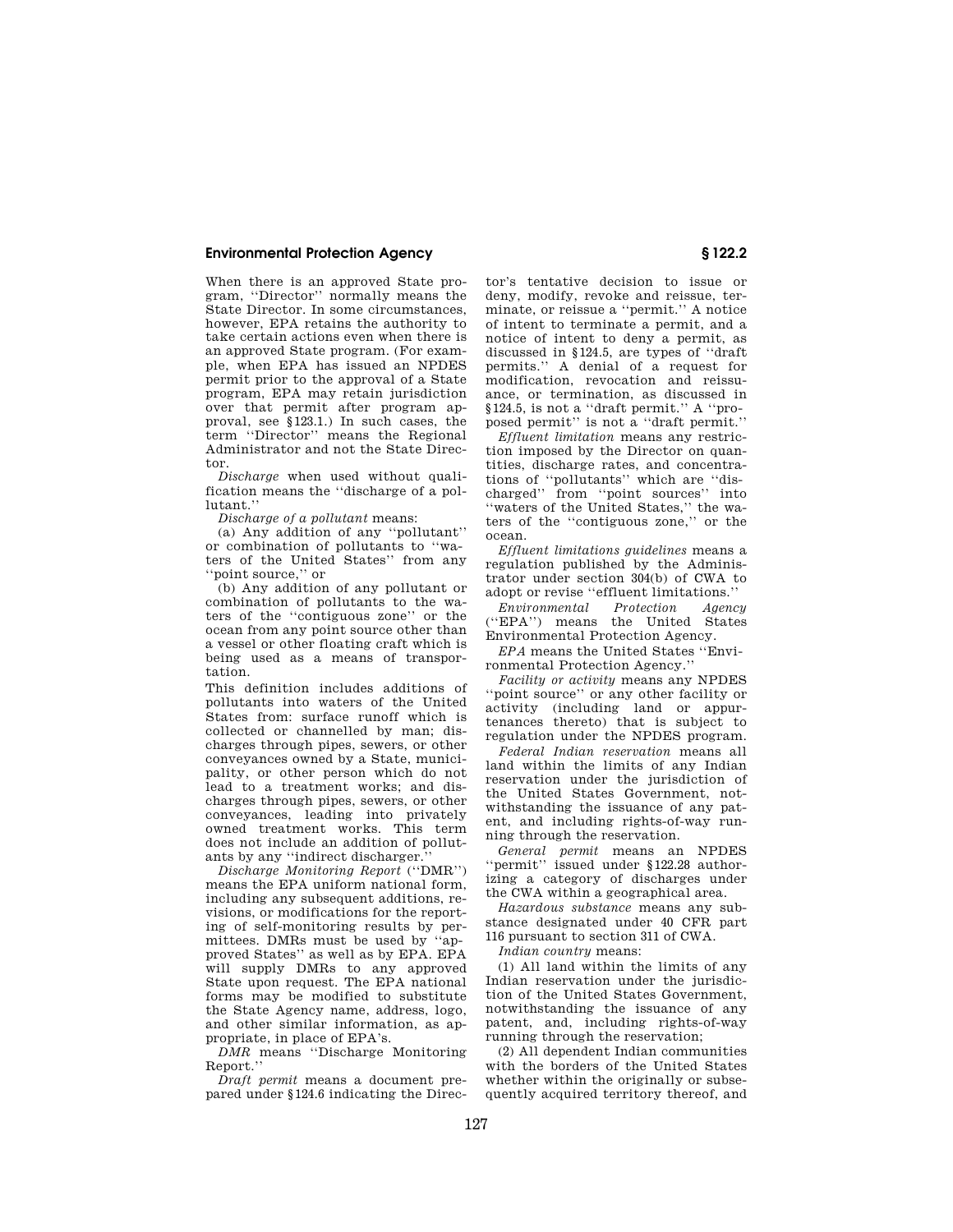When there is an approved State program, ''Director'' normally means the State Director. In some circumstances, however, EPA retains the authority to take certain actions even when there is an approved State program. (For example, when EPA has issued an NPDES permit prior to the approval of a State program, EPA may retain jurisdiction over that permit after program approval, see §123.1.) In such cases, the term ''Director'' means the Regional Administrator and not the State Director.

*Discharge* when used without qualification means the ''discharge of a pollutant.''

*Discharge of a pollutant* means:

(a) Any addition of any ''pollutant'' or combination of pollutants to ''waters of the United States'' from any ''point source,'' or

(b) Any addition of any pollutant or combination of pollutants to the waters of the ''contiguous zone'' or the ocean from any point source other than a vessel or other floating craft which is being used as a means of transportation.

This definition includes additions of pollutants into waters of the United States from: surface runoff which is collected or channelled by man; discharges through pipes, sewers, or other conveyances owned by a State, municipality, or other person which do not lead to a treatment works; and discharges through pipes, sewers, or other conveyances, leading into privately owned treatment works. This term does not include an addition of pollutants by any ''indirect discharger.''

*Discharge Monitoring Report* (''DMR'') means the EPA uniform national form, including any subsequent additions, revisions, or modifications for the reporting of self-monitoring results by permittees. DMRs must be used by ''approved States'' as well as by EPA. EPA will supply DMRs to any approved State upon request. The EPA national forms may be modified to substitute the State Agency name, address, logo, and other similar information, as appropriate, in place of EPA's.

*DMR* means ''Discharge Monitoring Report.''

*Draft permit* means a document prepared under §124.6 indicating the Director's tentative decision to issue or deny, modify, revoke and reissue, terminate, or reissue a ''permit.'' A notice of intent to terminate a permit, and a notice of intent to deny a permit, as discussed in §124.5, are types of ''draft permits.'' A denial of a request for modification, revocation and reissuance, or termination, as discussed in §124.5, is not a ''draft permit.'' A ''proposed permit'' is not a ''draft permit.''

*Effluent limitation* means any restriction imposed by the Director on quantities, discharge rates, and concentrations of ''pollutants'' which are ''discharged'' from ''point sources'' into ''waters of the United States,'' the waters of the ''contiguous zone,'' or the ocean.

*Effluent limitations guidelines* means a regulation published by the Administrator under section 304(b) of CWA to adopt or revise ''effluent limitations.''

*Environmental Protection Agency* (''EPA'') means the United States Environmental Protection Agency.

*EPA* means the United States ''Environmental Protection Agency.''

*Facility or activity* means any NPDES ''point source'' or any other facility or activity (including land or appurtenances thereto) that is subject to regulation under the NPDES program.

*Federal Indian reservation* means all land within the limits of any Indian reservation under the jurisdiction of the United States Government, notwithstanding the issuance of any patent, and including rights-of-way running through the reservation.

*General permit* means an NPDES ''permit'' issued under §122.28 authorizing a category of discharges under the CWA within a geographical area.

*Hazardous substance* means any substance designated under 40 CFR part 116 pursuant to section 311 of CWA.

*Indian country* means:

(1) All land within the limits of any Indian reservation under the jurisdiction of the United States Government, notwithstanding the issuance of any patent, and, including rights-of-way running through the reservation;

(2) All dependent Indian communities with the borders of the United States whether within the originally or subsequently acquired territory thereof, and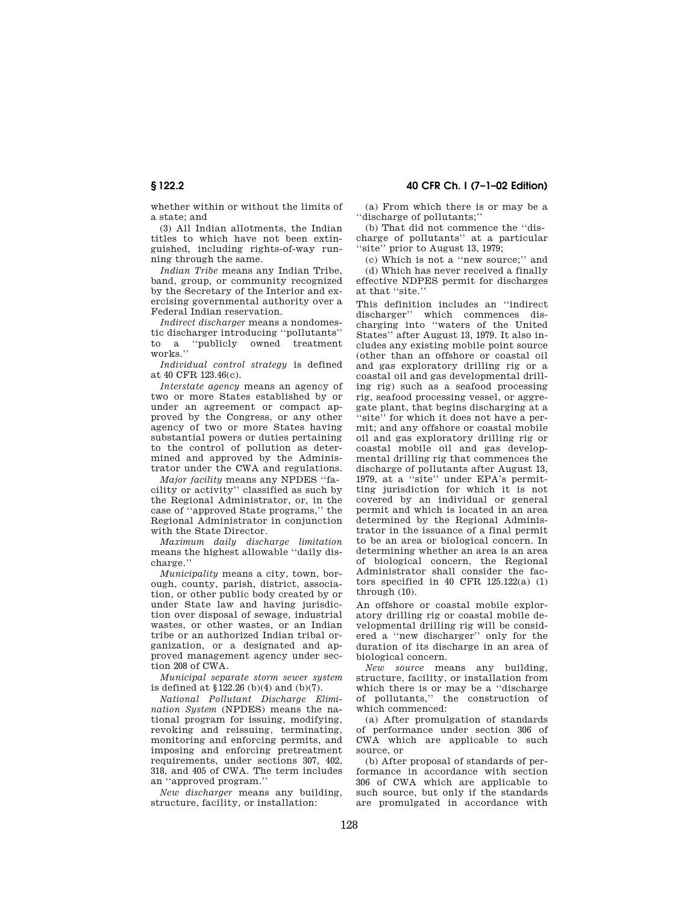whether within or without the limits of a state; and

(3) All Indian allotments, the Indian titles to which have not been extinguished, including rights-of-way running through the same.

*Indian Tribe* means any Indian Tribe, band, group, or community recognized by the Secretary of the Interior and exercising governmental authority over a Federal Indian reservation.

*Indirect discharger* means a nondomestic discharger introducing ''pollutants'' to a ''publicly owned treatment works.''

*Individual control strategy* is defined at 40 CFR 123.46(c).

*Interstate agency* means an agency of two or more States established by or under an agreement or compact approved by the Congress, or any other agency of two or more States having substantial powers or duties pertaining to the control of pollution as determined and approved by the Administrator under the CWA and regulations.

*Major facility* means any NPDES ''facility or activity'' classified as such by the Regional Administrator, or, in the case of ''approved State programs,'' the Regional Administrator in conjunction with the State Director.

*Maximum daily discharge limitation* means the highest allowable ''daily discharge.''

*Municipality* means a city, town, borough, county, parish, district, association, or other public body created by or under State law and having jurisdiction over disposal of sewage, industrial wastes, or other wastes, or an Indian tribe or an authorized Indian tribal organization, or a designated and approved management agency under section 208 of CWA.

*Municipal separate storm sewer system* is defined at §122.26 (b)(4) and (b)(7).

*National Pollutant Discharge Elimination System* (NPDES) means the national program for issuing, modifying, revoking and reissuing, terminating, monitoring and enforcing permits, and imposing and enforcing pretreatment requirements, under sections 307, 402, 318, and 405 of CWA. The term includes an ''approved program.''

*New discharger* means any building, structure, facility, or installation:

(a) From which there is or may be a ''discharge of pollutants;''

(b) That did not commence the ''discharge of pollutants'' at a particular ''site'' prior to August 13, 1979;

(c) Which is not a ''new source;'' and

(d) Which has never received a finally effective NDPES permit for discharges at that ''site.''

This definition includes an ''indirect discharger'' which commences discharging into ''waters of the United States'' after August 13, 1979. It also includes any existing mobile point source (other than an offshore or coastal oil and gas exploratory drilling rig or a coastal oil and gas developmental drilling rig) such as a seafood processing rig, seafood processing vessel, or aggregate plant, that begins discharging at a ''site'' for which it does not have a permit; and any offshore or coastal mobile oil and gas exploratory drilling rig or coastal mobile oil and gas developmental drilling rig that commences the discharge of pollutants after August 13, 1979, at a ''site'' under EPA's permitting jurisdiction for which it is not covered by an individual or general permit and which is located in an area determined by the Regional Administrator in the issuance of a final permit to be an area or biological concern. In determining whether an area is an area of biological concern, the Regional Administrator shall consider the factors specified in 40 CFR 125.122(a) (1) through (10).

An offshore or coastal mobile exploratory drilling rig or coastal mobile developmental drilling rig will be considered a ''new discharger'' only for the duration of its discharge in an area of biological concern.

*New source* means any building, structure, facility, or installation from which there is or may be a ''discharge of pollutants,'' the construction of which commenced:

(a) After promulgation of standards of performance under section 306 of CWA which are applicable to such source, or

(b) After proposal of standards of performance in accordance with section 306 of CWA which are applicable to such source, but only if the standards are promulgated in accordance with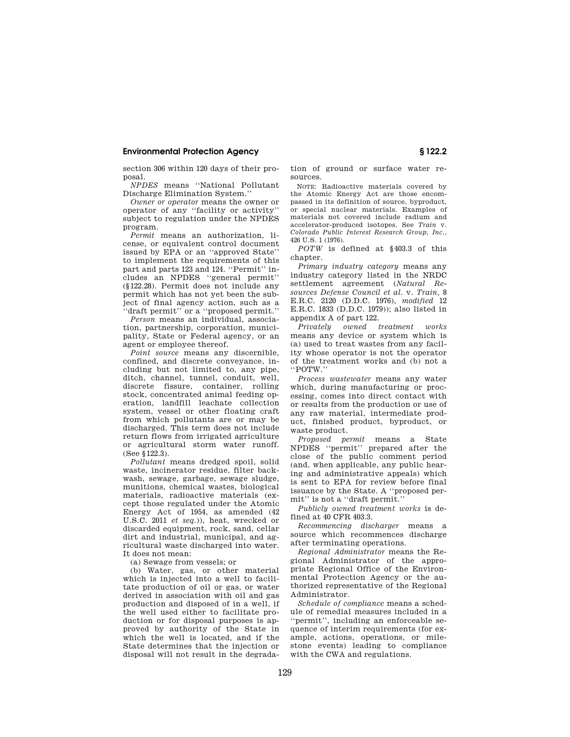section 306 within 120 days of their proposal.

*NPDES* means "National Pollutant Discharge Elimination System."

*Owner or operator* means the owner or operator of any "facility or activity" subject to regulation under the NPDES program.

*Permit* means an authorization, license, or equivalent control document issued by EPA or an "approved State" to implement the requirements of this part and parts 123 and 124. "Permit" includes an NPDES "general permit" (§122.28). Permit does not include any permit which has not yet been the subject of final agency action, such as a "draft permit" or a "proposed permit."

*Person* means an individual, association, partnership, corporation, municipality, State or Federal agency, or an agent or employee thereof.

*Point source* means any discernible, confined, and discrete conveyance, including but not limited to, any pipe, ditch, channel, tunnel, conduit, well, discrete fissure, container, rolling stock, concentrated animal feeding operation, landfill leachate collection system, vessel or other floating craft from which pollutants are or may be discharged. This term does not include return flows from irrigated agriculture or agricultural storm water runoff. (See §122.3).

*Pollutant* means dredged spoil, solid waste, incinerator residue, filter backwash, sewage, garbage, sewage sludge, munitions, chemical wastes, biological materials, radioactive materials (except those regulated under the Atomic Energy Act of 1954, as amended (42 U.S.C. 2011 *et seq.*)), heat, wrecked or discarded equipment, rock, sand, cellar dirt and industrial, municipal, and agricultural waste discharged into water. It does not mean:

(a) Sewage from vessels; or

(b) Water, gas, or other material which is injected into a well to facilitate production of oil or gas, or water derived in association with oil and gas production and disposed of in a well, if the well used either to facilitate production or for disposal purposes is approved by authority of the State in which the well is located, and if the State determines that the injection or disposal will not result in the degradation of ground or surface water resources.

NOTE: Radioactive materials covered by the Atomic Energy Act are those encompassed in its definition of source, byproduct, or special nuclear materials. Examples of materials not covered include radium and accelerator-produced isotopes. See *Train* v. *Colorado Public Interest Research Group, Inc.*, 426 U.S. 1 (1976).

*POTW* is defined at §403.3 of this chapter.

*Primary industry category* means any industry category listed in the NRDC settlement agreement (*Natural Resources Defense Council et al.* v. *Train*, 8 E.R.C. 2120 (D.D.C. 1976), *modified* 12 E.R.C. 1833 (D.D.C. 1979)); also listed in appendix A of part 122.

*Privately owned treatment works* means any device or system which is (a) used to treat wastes from any facility whose operator is not the operator of the treatment works and (b) not a "POTW."

*Process wastewater* means any water which, during manufacturing or processing, comes into direct contact with or results from the production or use of any raw material, intermediate product, finished product, byproduct, or waste product.

*Proposed permit* means a State NPDES "permit" prepared after the close of the public comment period (and, when applicable, any public hearing and administrative appeals) which is sent to EPA for review before final issuance by the State. A "proposed permit" is not a "draft permit."

*Publicly owned treatment works* is defined at 40 CFR 403.3.

*Recommencing discharger* means a source which recommences discharge after terminating operations.

*Regional Administrator* means the Regional Administrator of the appropriate Regional Office of the Environmental Protection Agency or the authorized representative of the Regional Administrator.

*Schedule of compliance* means a schedule of remedial measures included in a "permit", including an enforceable sequence of interim requirements (for example, actions, operations, or milestone events) leading to compliance with the CWA and regulations.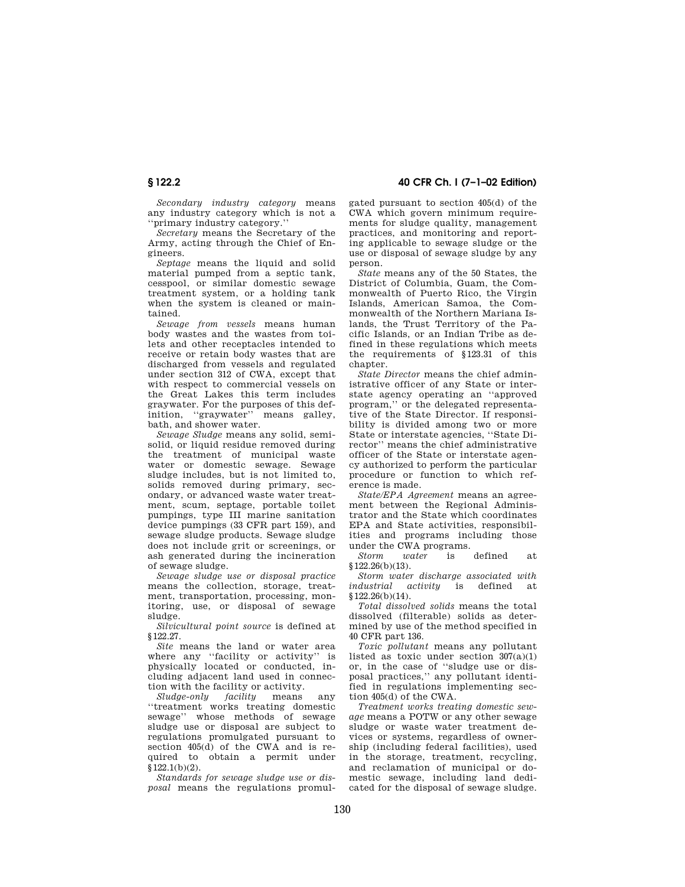*Secondary industry category* means any industry category which is not a ''primary industry category.''

*Secretary* means the Secretary of the Army, acting through the Chief of Engineers.

*Septage* means the liquid and solid material pumped from a septic tank, cesspool, or similar domestic sewage treatment system, or a holding tank when the system is cleaned or maintained.

*Sewage from vessels* means human body wastes and the wastes from toilets and other receptacles intended to receive or retain body wastes that are discharged from vessels and regulated under section 312 of CWA, except that with respect to commercial vessels on the Great Lakes this term includes graywater. For the purposes of this definition, ''graywater'' means galley, bath, and shower water.

*Sewage Sludge* means any solid, semisolid, or liquid residue removed during the treatment of municipal waste water or domestic sewage. Sewage sludge includes, but is not limited to, solids removed during primary, secondary, or advanced waste water treatment, scum, septage, portable toilet pumpings, type III marine sanitation device pumpings (33 CFR part 159), and sewage sludge products. Sewage sludge does not include grit or screenings, or ash generated during the incineration of sewage sludge.

*Sewage sludge use or disposal practice* means the collection, storage, treatment, transportation, processing, monitoring, use, or disposal of sewage sludge.

*Silvicultural point source* is defined at §122.27.

*Site* means the land or water area where any ''facility or activity'' is physically located or conducted, including adjacent land used in connection with the facility or activity.

*Sludge-only facility* means any ''treatment works treating domestic sewage'' whose methods of sewage sludge use or disposal are subject to regulations promulgated pursuant to section 405(d) of the CWA and is required to obtain a permit under §122.1(b)(2).

*Standards for sewage sludge use or disposal* means the regulations promulgated pursuant to section 405(d) of the CWA which govern minimum requirements for sludge quality, management practices, and monitoring and reporting applicable to sewage sludge or the use or disposal of sewage sludge by any person.

*State* means any of the 50 States, the District of Columbia, Guam, the Commonwealth of Puerto Rico, the Virgin Islands, American Samoa, the Commonwealth of the Northern Mariana Islands, the Trust Territory of the Pacific Islands, or an Indian Tribe as defined in these regulations which meets the requirements of §123.31 of this chapter.

*State Director* means the chief administrative officer of any State or interstate agency operating an ''approved program,'' or the delegated representative of the State Director. If responsibility is divided among two or more State or interstate agencies, ''State Director'' means the chief administrative officer of the State or interstate agency authorized to perform the particular procedure or function to which reference is made.

*State/EPA Agreement* means an agreement between the Regional Administrator and the State which coordinates EPA and State activities, responsibilities and programs including those under the CWA programs.

*Storm water* is defined at §122.26(b)(13).

*Storm water discharge associated with industrial activity* is defined at §122.26(b)(14).

*Total dissolved solids* means the total dissolved (filterable) solids as determined by use of the method specified in 40 CFR part 136.

*Toxic pollutant* means any pollutant listed as toxic under section 307(a)(1) or, in the case of ''sludge use or disposal practices,'' any pollutant identified in regulations implementing section 405(d) of the CWA.

*Treatment works treating domestic sewage* means a POTW or any other sewage sludge or waste water treatment devices or systems, regardless of ownership (including federal facilities), used in the storage, treatment, recycling, and reclamation of municipal or domestic sewage, including land dedicated for the disposal of sewage sludge.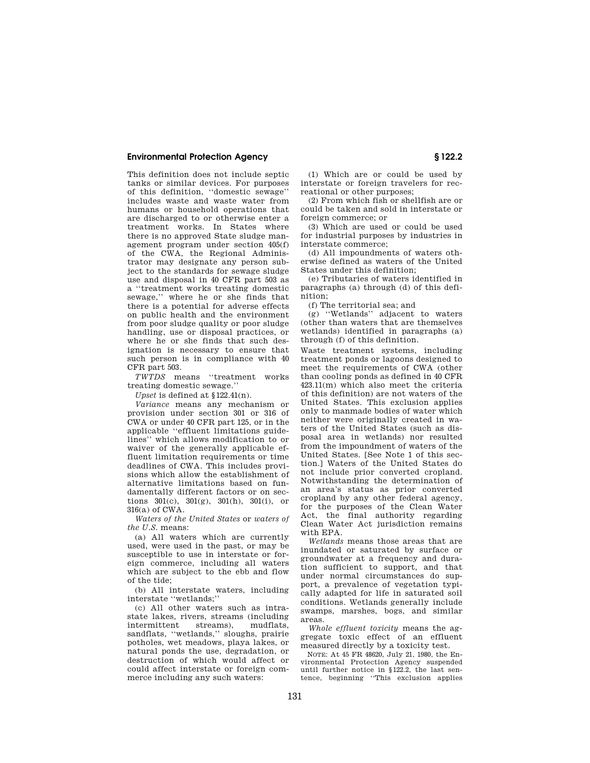This definition does not include septic tanks or similar devices. For purposes of this definition, ''domestic sewage'' includes waste and waste water from humans or household operations that are discharged to or otherwise enter a treatment works. In States where there is no approved State sludge management program under section 405(f) of the CWA, the Regional Administrator may designate any person subject to the standards for sewage sludge use and disposal in 40 CFR part 503 as a ''treatment works treating domestic sewage,'' where he or she finds that there is a potential for adverse effects on public health and the environment from poor sludge quality or poor sludge handling, use or disposal practices, or where he or she finds that such designation is necessary to ensure that such person is in compliance with 40 CFR part 503.

*TWTDS* means ''treatment works treating domestic sewage.''

*Upset* is defined at §122.41(n).

*Variance* means any mechanism or provision under section 301 or 316 of CWA or under 40 CFR part 125, or in the applicable ''effluent limitations guidelines'' which allows modification to or waiver of the generally applicable effluent limitation requirements or time deadlines of CWA. This includes provisions which allow the establishment of alternative limitations based on fundamentally different factors or on sections 301(c), 301(g), 301(h), 301(i), or 316(a) of CWA.

*Waters of the United States* or *waters of the U.S.* means:

(a) All waters which are currently used, were used in the past, or may be susceptible to use in interstate or foreign commerce, including all waters which are subject to the ebb and flow of the tide;

(b) All interstate waters, including interstate ''wetlands;''

(c) All other waters such as intrastate lakes, rivers, streams (including intermittent streams), mudflats, sandflats, ''wetlands,'' sloughs, prairie potholes, wet meadows, playa lakes, or natural ponds the use, degradation, or destruction of which would affect or could affect interstate or foreign commerce including any such waters:

(1) Which are or could be used by interstate or foreign travelers for recreational or other purposes;

(2) From which fish or shellfish are or could be taken and sold in interstate or foreign commerce; or

(3) Which are used or could be used for industrial purposes by industries in interstate commerce;

(d) All impoundments of waters otherwise defined as waters of the United States under this definition;

(e) Tributaries of waters identified in paragraphs (a) through (d) of this definition;

(f) The territorial sea; and

(g) ''Wetlands'' adjacent to waters (other than waters that are themselves wetlands) identified in paragraphs (a) through (f) of this definition.

Waste treatment systems, including treatment ponds or lagoons designed to meet the requirements of CWA (other than cooling ponds as defined in 40 CFR 423.11(m) which also meet the criteria of this definition) are not waters of the United States. This exclusion applies only to manmade bodies of water which neither were originally created in waters of the United States (such as disposal area in wetlands) nor resulted from the impoundment of waters of the United States. [See Note 1 of this section.] Waters of the United States do not include prior converted cropland. Notwithstanding the determination of an area's status as prior converted cropland by any other federal agency, for the purposes of the Clean Water Act, the final authority regarding Clean Water Act jurisdiction remains with EPA.

*Wetlands* means those areas that are inundated or saturated by surface or groundwater at a frequency and duration sufficient to support, and that under normal circumstances do support, a prevalence of vegetation typically adapted for life in saturated soil conditions. Wetlands generally include swamps, marshes, bogs, and similar areas.

*Whole effluent toxicity* means the aggregate toxic effect of an effluent measured directly by a toxicity test.

NOTE: At 45 FR 48620, July 21, 1980, the Environmental Protection Agency suspended until further notice in §122.2, the last sentence, beginning ''This exclusion applies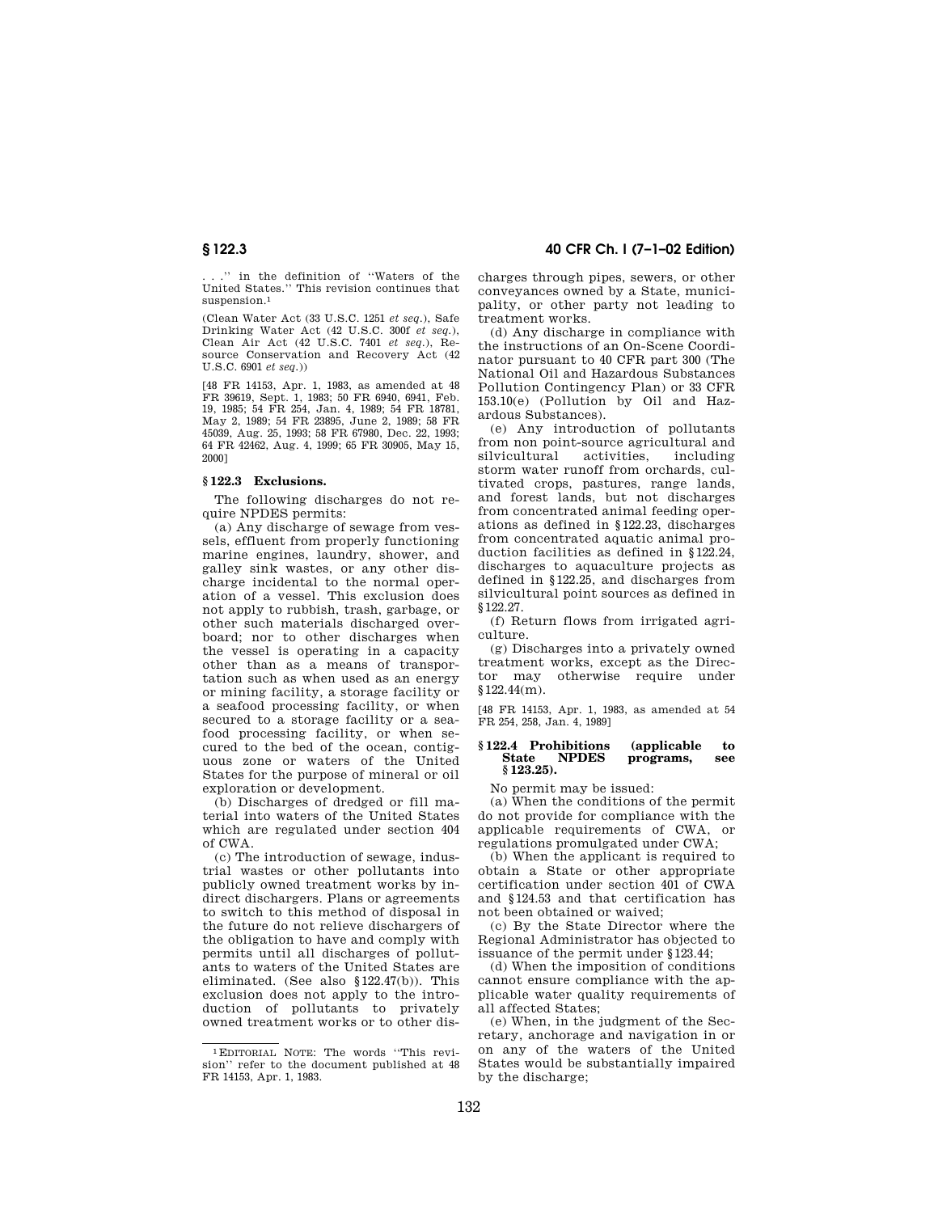. . .'' in the definition of ''Waters of the United States.'' This revision continues that suspension.[1]

(Clean Water Act (33 U.S.C. 1251 *et seq.*), Safe Drinking Water Act (42 U.S.C. 300f *et seq.*), Clean Air Act (42 U.S.C. 7401 *et seq.*), Resource Conservation and Recovery Act (42 U.S.C. 6901 *et seq.*))

[48 FR 14153, Apr. 1, 1983, as amended at 48 FR 39619, Sept. 1, 1983; 50 FR 6940, 6941, Feb. 19, 1985; 54 FR 254, Jan. 4, 1989; 54 FR 18781, May 2, 1989; 54 FR 23895, June 2, 1989; 58 FR 45039, Aug. 25, 1993; 58 FR 67980, Dec. 22, 1993; 64 FR 42462, Aug. 4, 1999; 65 FR 30905, May 15, 2000]

## § 122.3 Exclusions.

The following discharges do not require NPDES permits:

(a) Any discharge of sewage from vessels, effluent from properly functioning marine engines, laundry, shower, and galley sink wastes, or any other discharge incidental to the normal operation of a vessel. This exclusion does not apply to rubbish, trash, garbage, or other such materials discharged overboard; nor to other discharges when the vessel is operating in a capacity other than as a means of transportation such as when used as an energy or mining facility, a storage facility or a seafood processing facility, or when secured to a storage facility or a seafood processing facility, or when secured to the bed of the ocean, contiguous zone or waters of the United States for the purpose of mineral or oil exploration or development.

(b) Discharges of dredged or fill material into waters of the United States which are regulated under section 404 of CWA.

(c) The introduction of sewage, industrial wastes or other pollutants into publicly owned treatment works by indirect dischargers. Plans or agreements to switch to this method of disposal in the future do not relieve dischargers of the obligation to have and comply with permits until all discharges of pollutants to waters of the United States are eliminated. (See also §122.47(b)). This exclusion does not apply to the introduction of pollutants to privately owned treatment works or to other discharges through pipes, sewers, or other conveyances owned by a State, municipality, or other party not leading to treatment works.

(d) Any discharge in compliance with the instructions of an On-Scene Coordinator pursuant to 40 CFR part 300 (The National Oil and Hazardous Substances Pollution Contingency Plan) or 33 CFR 153.10(e) (Pollution by Oil and Hazardous Substances).

(e) Any introduction of pollutants from non point-source agricultural and silvicultural activities, including storm water runoff from orchards, cultivated crops, pastures, range lands, and forest lands, but not discharges from concentrated animal feeding operations as defined in §122.23, discharges from concentrated aquatic animal production facilities as defined in §122.24, discharges to aquaculture projects as defined in §122.25, and discharges from silvicultural point sources as defined in §122.27.

(f) Return flows from irrigated agriculture.

(g) Discharges into a privately owned treatment works, except as the Director may otherwise require under §122.44(m).

[48 FR 14153, Apr. 1, 1983, as amended at 54 FR 254, 258, Jan. 4, 1989]

## § 122.4 Prohibitions (applicable to State NPDES programs, see § 123.25).

No permit may be issued:

(a) When the conditions of the permit do not provide for compliance with the applicable requirements of CWA, or regulations promulgated under CWA;

(b) When the applicant is required to obtain a State or other appropriate certification under section 401 of CWA and §124.53 and that certification has not been obtained or waived;

(c) By the State Director where the Regional Administrator has objected to issuance of the permit under §123.44;

(d) When the imposition of conditions cannot ensure compliance with the applicable water quality requirements of all affected States;

(e) When, in the judgment of the Secretary, anchorage and navigation in or on any of the waters of the United States would be substantially impaired by the discharge;

---

[1] EDITORIAL NOTE: The words ''This revision'' refer to the document published at 48 FR 14153, Apr. 1, 1983.